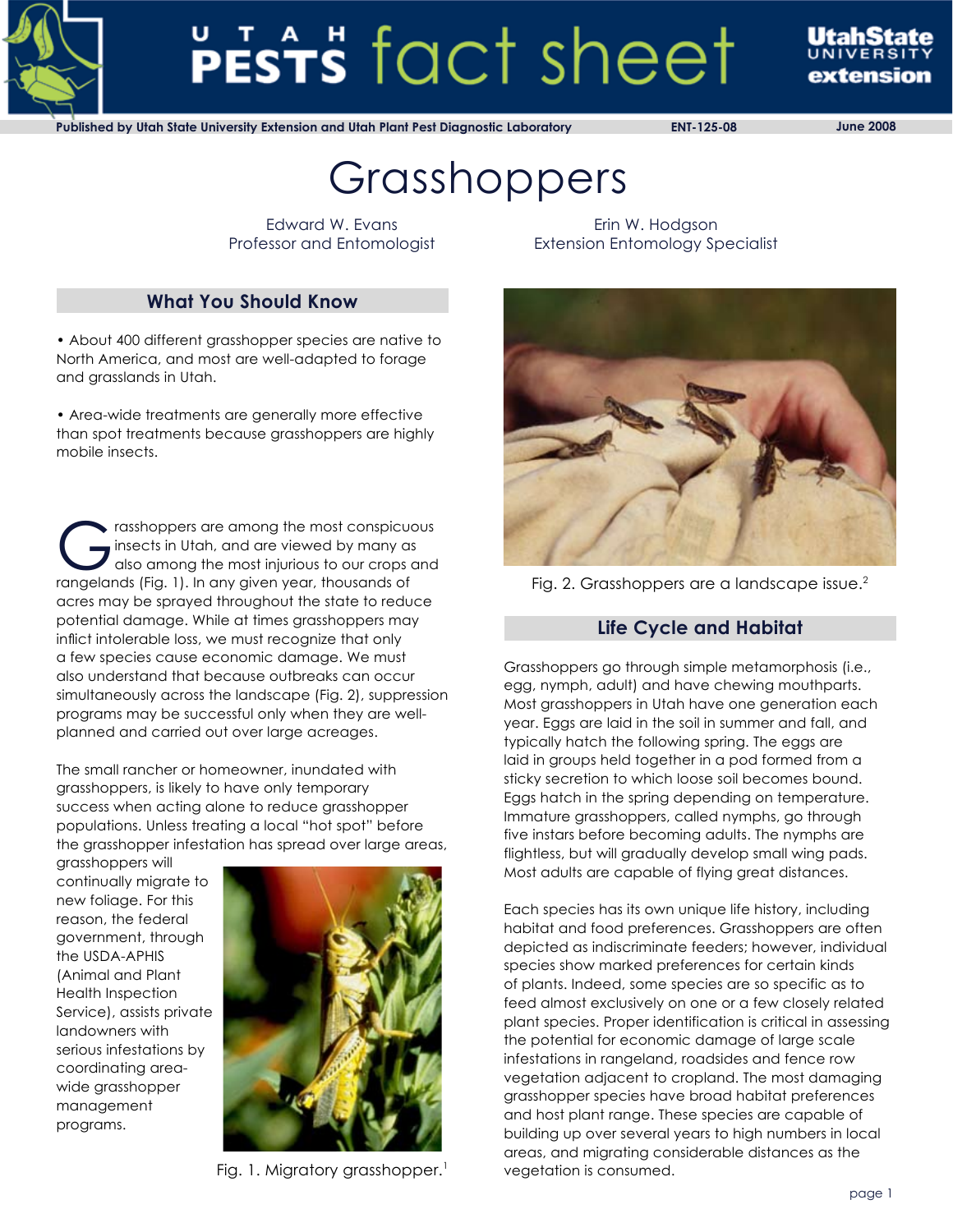Published by Utah State University Extension and Utah Plant Pest Diagnostic Laboratory ENT-125-08 June 2008

# Grasshoppers

Edward W. Evans
Professor and Entomologist

Erin W. Hodgson
Extension Entomology Specialist

## What You Should Know

• About 400 different grasshopper species are native to North America, and most are well-adapted to forage and grasslands in Utah.

• Area-wide treatments are generally more effective than spot treatments because grasshoppers are highly mobile insects.

Grasshoppers are among the most conspicuous insects in Utah, and are viewed by many as also among the most injurious to our crops and rangelands (Fig. 1). In any given year, thousands of acres may be sprayed throughout the state to reduce potential damage. While at times grasshoppers may inflict intolerable loss, we must recognize that only a few species cause economic damage. We must also understand that because outbreaks can occur simultaneously across the landscape (Fig. 2), suppression programs may be successful only when they are well-planned and carried out over large acreages.

The small rancher or homeowner, inundated with grasshoppers, is likely to have only temporary success when acting alone to reduce grasshopper populations. Unless treating a local "hot spot" before the grasshopper infestation has spread over large areas, grasshoppers will continually migrate to new foliage. For this reason, the federal government, through the USDA-APHIS (Animal and Plant Health Inspection Service), assists private landowners with serious infestations by coordinating area-wide grasshopper management programs.

Fig. 1. Migratory grasshopper.[1]

Fig. 2. Grasshoppers are a landscape issue.[2]

## Life Cycle and Habitat

Grasshoppers go through simple metamorphosis (i.e., egg, nymph, adult) and have chewing mouthparts. Most grasshoppers in Utah have one generation each year. Eggs are laid in the soil in summer and fall, and typically hatch the following spring. The eggs are laid in groups held together in a pod formed from a sticky secretion to which loose soil becomes bound. Eggs hatch in the spring depending on temperature. Immature grasshoppers, called nymphs, go through five instars before becoming adults. The nymphs are flightless, but will gradually develop small wing pads. Most adults are capable of flying great distances.

Each species has its own unique life history, including habitat and food preferences. Grasshoppers are often depicted as indiscriminate feeders; however, individual species show marked preferences for certain kinds of plants. Indeed, some species are so specific as to feed almost exclusively on one or a few closely related plant species. Proper identification is critical in assessing the potential for economic damage of large scale infestations in rangeland, roadsides and fence row vegetation adjacent to cropland. The most damaging grasshopper species have broad habitat preferences and host plant range. These species are capable of building up over several years to high numbers in local areas, and migrating considerable distances as the vegetation is consumed.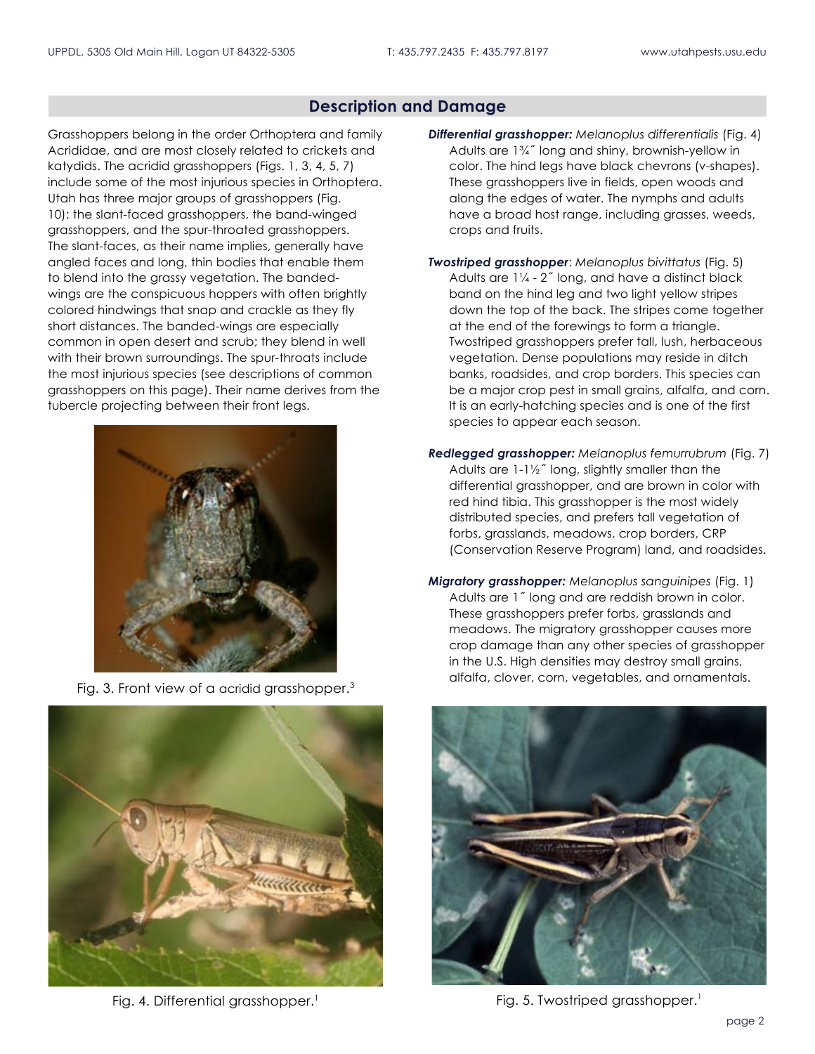## Description and Damage

Grasshoppers belong in the order Orthoptera and family Acrididae, and are most closely related to crickets and katydids. The acridid grasshoppers (Figs. 1, 3, 4, 5, 7) include some of the most injurious species in Orthoptera. Utah has three major groups of grasshoppers (Fig. 10): the slant-faced grasshoppers, the band-winged grasshoppers, and the spur-throated grasshoppers. The slant-faces, as their name implies, generally have angled faces and long, thin bodies that enable them to blend into the grassy vegetation. The banded-wings are the conspicuous hoppers with often brightly colored hindwings that snap and crackle as they fly short distances. The banded-wings are especially common in open desert and scrub; they blend in well with their brown surroundings. The spur-throats include the most injurious species (see descriptions of common grasshoppers on this page). Their name derives from the tubercle projecting between their front legs.

Fig. 3. Front view of a acridid grasshopper.[3]

Fig. 4. Differential grasshopper.[1]

***Differential grasshopper:*** *Melanoplus differentialis* (Fig. 4)
Adults are 1¾″ long and shiny, brownish-yellow in color. The hind legs have black chevrons (v-shapes). These grasshoppers live in fields, open woods and along the edges of water. The nymphs and adults have a broad host range, including grasses, weeds, crops and fruits.

***Twostriped grasshopper***: *Melanoplus bivittatus* (Fig. 5)
Adults are 1¼ - 2″ long, and have a distinct black band on the hind leg and two light yellow stripes down the top of the back. The stripes come together at the end of the forewings to form a triangle. Twostriped grasshoppers prefer tall, lush, herbaceous vegetation. Dense populations may reside in ditch banks, roadsides, and crop borders. This species can be a major crop pest in small grains, alfalfa, and corn. It is an early-hatching species and is one of the first species to appear each season.

***Redlegged grasshopper:*** *Melanoplus femurrubrum* (Fig. 7)
Adults are 1-1½″ long, slightly smaller than the differential grasshopper, and are brown in color with red hind tibia. This grasshopper is the most widely distributed species, and prefers tall vegetation of forbs, grasslands, meadows, crop borders, CRP (Conservation Reserve Program) land, and roadsides.

***Migratory grasshopper:*** *Melanoplus sanguinipes* (Fig. 1)
Adults are 1″ long and are reddish brown in color. These grasshoppers prefer forbs, grasslands and meadows. The migratory grasshopper causes more crop damage than any other species of grasshopper in the U.S. High densities may destroy small grains, alfalfa, clover, corn, vegetables, and ornamentals.

Fig. 5. Twostriped grasshopper.[1]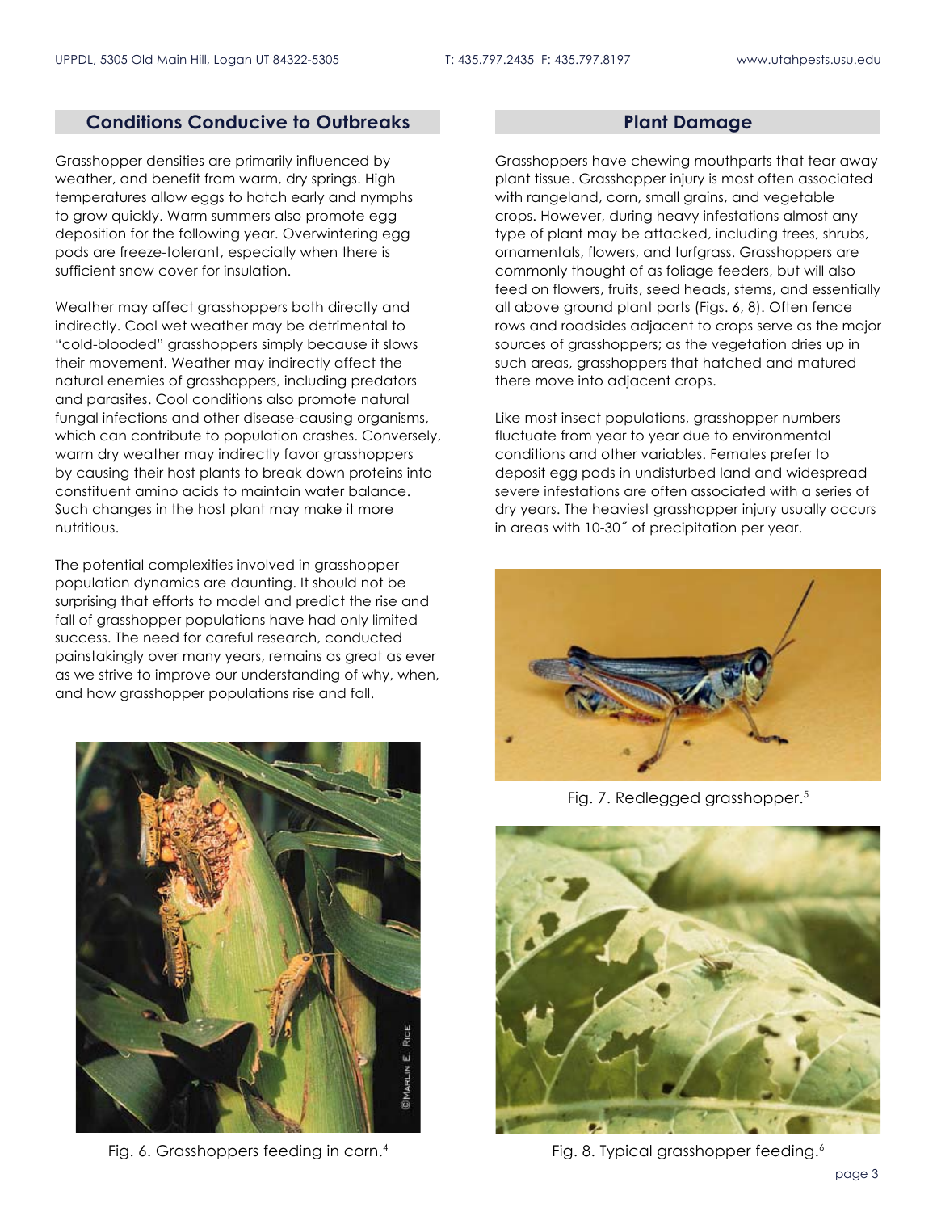## Conditions Conducive to Outbreaks

Grasshopper densities are primarily influenced by weather, and benefit from warm, dry springs. High temperatures allow eggs to hatch early and nymphs to grow quickly. Warm summers also promote egg deposition for the following year. Overwintering egg pods are freeze-tolerant, especially when there is sufficient snow cover for insulation.

Weather may affect grasshoppers both directly and indirectly. Cool wet weather may be detrimental to "cold-blooded" grasshoppers simply because it slows their movement. Weather may indirectly affect the natural enemies of grasshoppers, including predators and parasites. Cool conditions also promote natural fungal infections and other disease-causing organisms, which can contribute to population crashes. Conversely, warm dry weather may indirectly favor grasshoppers by causing their host plants to break down proteins into constituent amino acids to maintain water balance. Such changes in the host plant may make it more nutritious.

The potential complexities involved in grasshopper population dynamics are daunting. It should not be surprising that efforts to model and predict the rise and fall of grasshopper populations have had only limited success. The need for careful research, conducted painstakingly over many years, remains as great as ever as we strive to improve our understanding of why, when, and how grasshopper populations rise and fall.

Fig. 6. Grasshoppers feeding in corn.[4]

## Plant Damage

Grasshoppers have chewing mouthparts that tear away plant tissue. Grasshopper injury is most often associated with rangeland, corn, small grains, and vegetable crops. However, during heavy infestations almost any type of plant may be attacked, including trees, shrubs, ornamentals, flowers, and turfgrass. Grasshoppers are commonly thought of as foliage feeders, but will also feed on flowers, fruits, seed heads, stems, and essentially all above ground plant parts (Figs. 6, 8). Often fence rows and roadsides adjacent to crops serve as the major sources of grasshoppers; as the vegetation dries up in such areas, grasshoppers that hatched and matured there move into adjacent crops.

Like most insect populations, grasshopper numbers fluctuate from year to year due to environmental conditions and other variables. Females prefer to deposit egg pods in undisturbed land and widespread severe infestations are often associated with a series of dry years. The heaviest grasshopper injury usually occurs in areas with 10-30″ of precipitation per year.

Fig. 7. Redlegged grasshopper.[5]

Fig. 8. Typical grasshopper feeding.[6]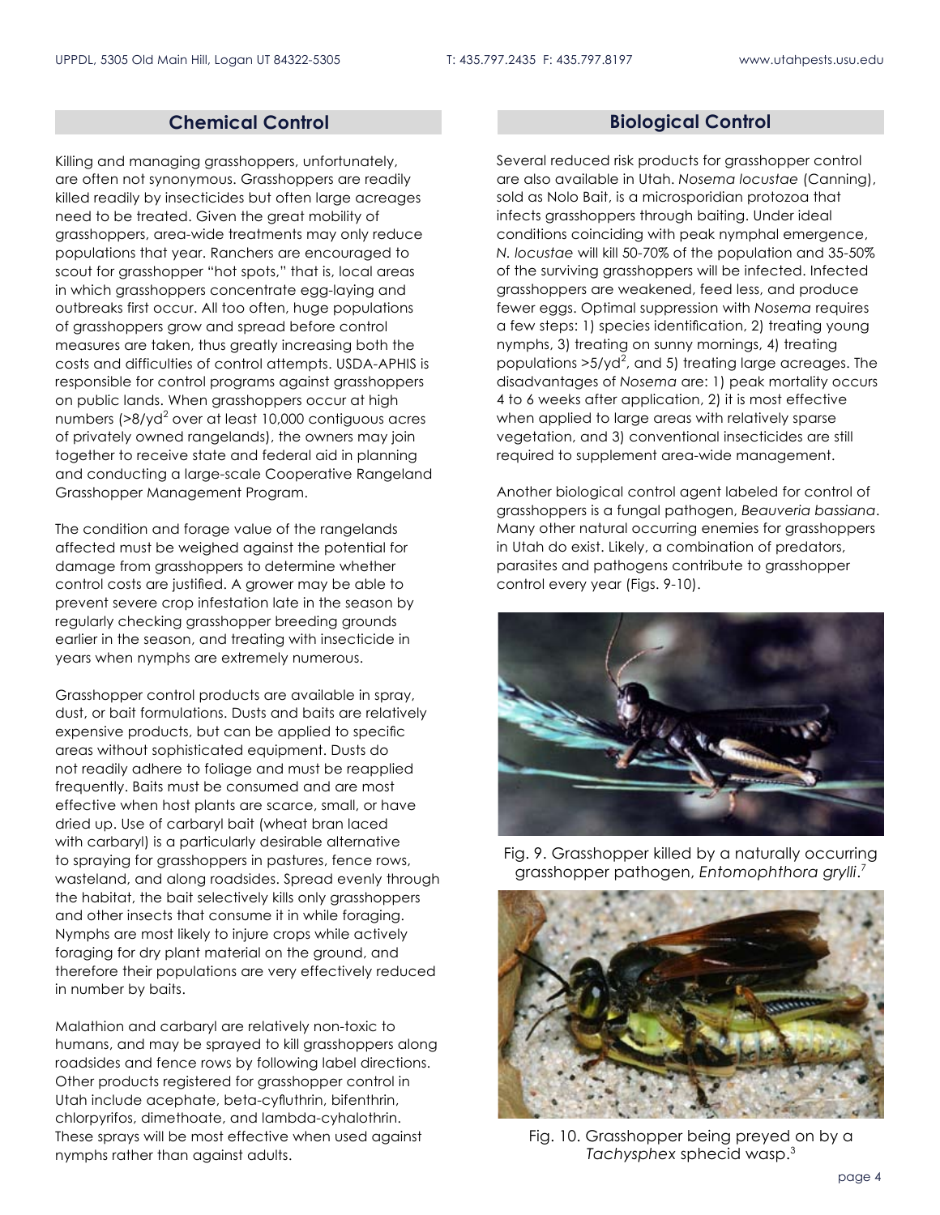## Chemical Control

Killing and managing grasshoppers, unfortunately, are often not synonymous. Grasshoppers are readily killed readily by insecticides but often large acreages need to be treated. Given the great mobility of grasshoppers, area-wide treatments may only reduce populations that year. Ranchers are encouraged to scout for grasshopper "hot spots," that is, local areas in which grasshoppers concentrate egg-laying and outbreaks first occur. All too often, huge populations of grasshoppers grow and spread before control measures are taken, thus greatly increasing both the costs and difficulties of control attempts. USDA-APHIS is responsible for control programs against grasshoppers on public lands. When grasshoppers occur at high numbers (>8/yd$^2$ over at least 10,000 contiguous acres of privately owned rangelands), the owners may join together to receive state and federal aid in planning and conducting a large-scale Cooperative Rangeland Grasshopper Management Program.

The condition and forage value of the rangelands affected must be weighed against the potential for damage from grasshoppers to determine whether control costs are justified. A grower may be able to prevent severe crop infestation late in the season by regularly checking grasshopper breeding grounds earlier in the season, and treating with insecticide in years when nymphs are extremely numerous.

Grasshopper control products are available in spray, dust, or bait formulations. Dusts and baits are relatively expensive products, but can be applied to specific areas without sophisticated equipment. Dusts do not readily adhere to foliage and must be reapplied frequently. Baits must be consumed and are most effective when host plants are scarce, small, or have dried up. Use of carbaryl bait (wheat bran laced with carbaryl) is a particularly desirable alternative to spraying for grasshoppers in pastures, fence rows, wasteland, and along roadsides. Spread evenly through the habitat, the bait selectively kills only grasshoppers and other insects that consume it in while foraging. Nymphs are most likely to injure crops while actively foraging for dry plant material on the ground, and therefore their populations are very effectively reduced in number by baits.

Malathion and carbaryl are relatively non-toxic to humans, and may be sprayed to kill grasshoppers along roadsides and fence rows by following label directions. Other products registered for grasshopper control in Utah include acephate, beta-cyfluthrin, bifenthrin, chlorpyrifos, dimethoate, and lambda-cyhalothrin. These sprays will be most effective when used against nymphs rather than against adults.

## Biological Control

Several reduced risk products for grasshopper control are also available in Utah. *Nosema locustae* (Canning), sold as Nolo Bait, is a microsporidian protozoa that infects grasshoppers through baiting. Under ideal conditions coinciding with peak nymphal emergence, *N. locustae* will kill 50-70% of the population and 35-50% of the surviving grasshoppers will be infected. Infected grasshoppers are weakened, feed less, and produce fewer eggs. Optimal suppression with *Nosema* requires a few steps: 1) species identification, 2) treating young nymphs, 3) treating on sunny mornings, 4) treating populations >5/yd$^2$, and 5) treating large acreages. The disadvantages of *Nosema* are: 1) peak mortality occurs 4 to 6 weeks after application, 2) it is most effective when applied to large areas with relatively sparse vegetation, and 3) conventional insecticides are still required to supplement area-wide management.

Another biological control agent labeled for control of grasshoppers is a fungal pathogen, *Beauveria bassiana*. Many other natural occurring enemies for grasshoppers in Utah do exist. Likely, a combination of predators, parasites and pathogens contribute to grasshopper control every year (Figs. 9-10).

Fig. 9. Grasshopper killed by a naturally occurring grasshopper pathogen, *Entomophthora grylli*.[7]

Fig. 10. Grasshopper being preyed on by a *Tachysphex* sphecid wasp.[3]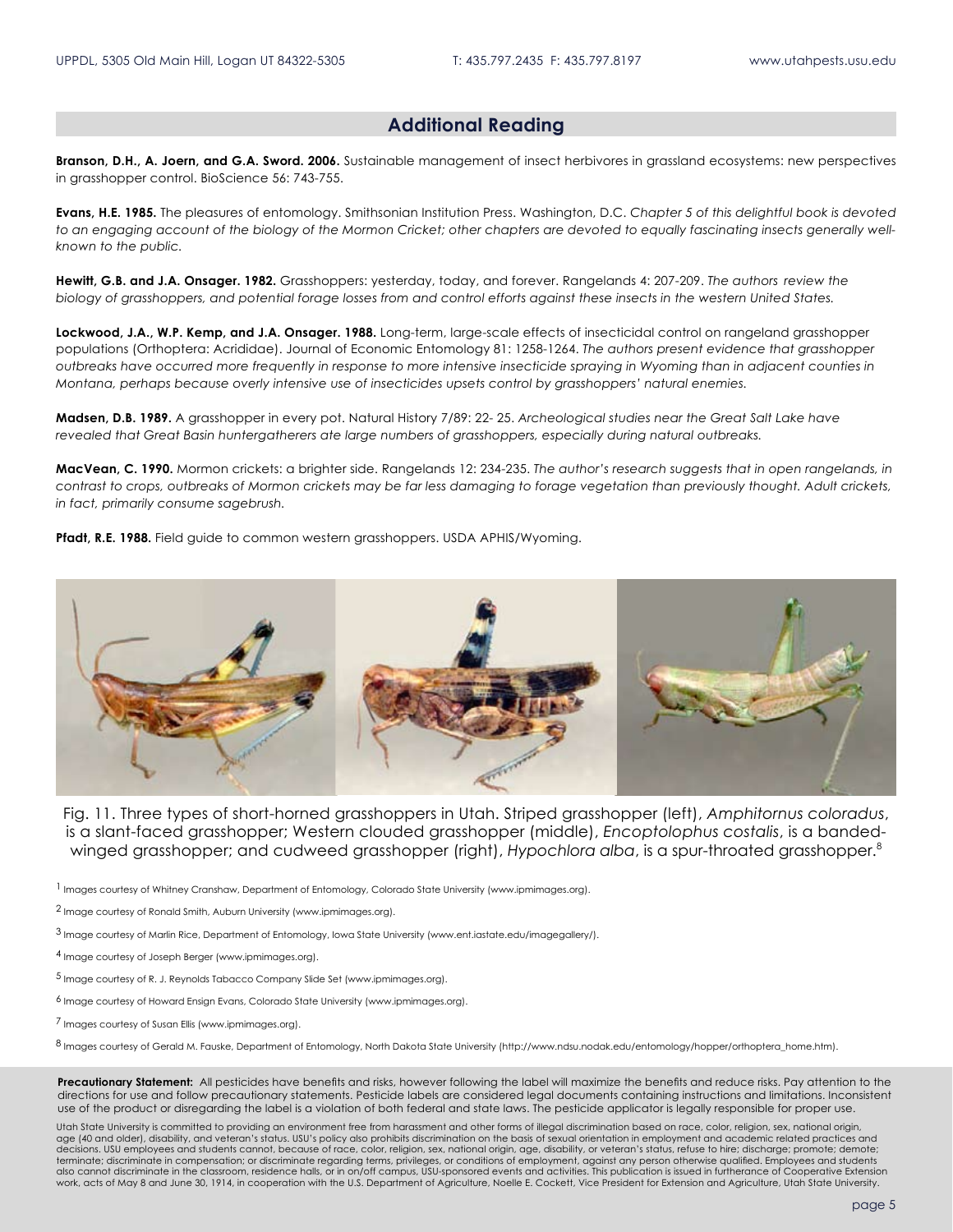## Additional Reading

**Branson, D.H., A. Joern, and G.A. Sword. 2006.** Sustainable management of insect herbivores in grassland ecosystems: new perspectives in grasshopper control. BioScience 56: 743-755.

**Evans, H.E. 1985.** The pleasures of entomology. Smithsonian Institution Press. Washington, D.C. *Chapter 5 of this delightful book is devoted to an engaging account of the biology of the Mormon Cricket; other chapters are devoted to equally fascinating insects generally well-known to the public.*

**Hewitt, G.B. and J.A. Onsager. 1982.** Grasshoppers: yesterday, today, and forever. Rangelands 4: 207-209. *The authors review the biology of grasshoppers, and potential forage losses from and control efforts against these insects in the western United States.*

**Lockwood, J.A., W.P. Kemp, and J.A. Onsager. 1988.** Long-term, large-scale effects of insecticidal control on rangeland grasshopper populations (Orthoptera: Acrididae). Journal of Economic Entomology 81: 1258-1264. *The authors present evidence that grasshopper outbreaks have occurred more frequently in response to more intensive insecticide spraying in Wyoming than in adjacent counties in Montana, perhaps because overly intensive use of insecticides upsets control by grasshoppers' natural enemies.*

**Madsen, D.B. 1989.** A grasshopper in every pot. Natural History 7/89: 22- 25. *Archeological studies near the Great Salt Lake have revealed that Great Basin huntergatherers ate large numbers of grasshoppers, especially during natural outbreaks.*

**MacVean, C. 1990.** Mormon crickets: a brighter side. Rangelands 12: 234-235. *The author's research suggests that in open rangelands, in contrast to crops, outbreaks of Mormon crickets may be far less damaging to forage vegetation than previously thought. Adult crickets, in fact, primarily consume sagebrush.*

**Pfadt, R.E. 1988.** Field guide to common western grasshoppers. USDA APHIS/Wyoming.

Fig. 11. Three types of short-horned grasshoppers in Utah. Striped grasshopper (left), *Amphitornus coloradus*, is a slant-faced grasshopper; Western clouded grasshopper (middle), *Encoptolophus costalis*, is a banded-winged grasshopper; and cudweed grasshopper (right), *Hypochlora alba*, is a spur-throated grasshopper.[8]

[1] Images courtesy of Whitney Cranshaw, Department of Entomology, Colorado State University (www.ipmimages.org).

[2] Image courtesy of Ronald Smith, Auburn University (www.ipmimages.org).

[3] Image courtesy of Marlin Rice, Department of Entomology, Iowa State University (www.ent.iastate.edu/imagegallery/).

[4] Image courtesy of Joseph Berger (www.ipmimages.org).

[5] Image courtesy of R. J. Reynolds Tabacco Company Slide Set (www.ipmimages.org).

[6] Image courtesy of Howard Ensign Evans, Colorado State University (www.ipmimages.org).

[7] Images courtesy of Susan Ellis (www.ipmimages.org).

[8] Images courtesy of Gerald M. Fauske, Department of Entomology, North Dakota State University (http://www.ndsu.nodak.edu/entomology/hopper/orthoptera_home.htm).

**Precautionary Statement:** All pesticides have benefits and risks, however following the label will maximize the benefits and reduce risks. Pay attention to the directions for use and follow precautionary statements. Pesticide labels are considered legal documents containing instructions and limitations. Inconsistent use of the product or disregarding the label is a violation of both federal and state laws. The pesticide applicator is legally responsible for proper use.

Utah State University is committed to providing an environment free from harassment and other forms of illegal discrimination based on race, color, religion, sex, national origin, age (40 and older), disability, and veteran's status. USU's policy also prohibits discrimination on the basis of sexual orientation in employment and academic related practices and decisions. USU employees and students cannot, because of race, color, religion, sex, national origin, age, disability, or veteran's status, refuse to hire; discharge; promote; demote; terminate; discriminate in compensation; or discriminate regarding terms, privileges, or conditions of employment, against any person otherwise qualified. Employees and students also cannot discriminate in the classroom, residence halls, or in on/off campus, USU-sponsored events and activities. This publication is issued in furtherance of Cooperative Extension work, acts of May 8 and June 30, 1914, in cooperation with the U.S. Department of Agriculture, Noelle E. Cockett, Vice President for Extension and Agriculture, Utah State University.